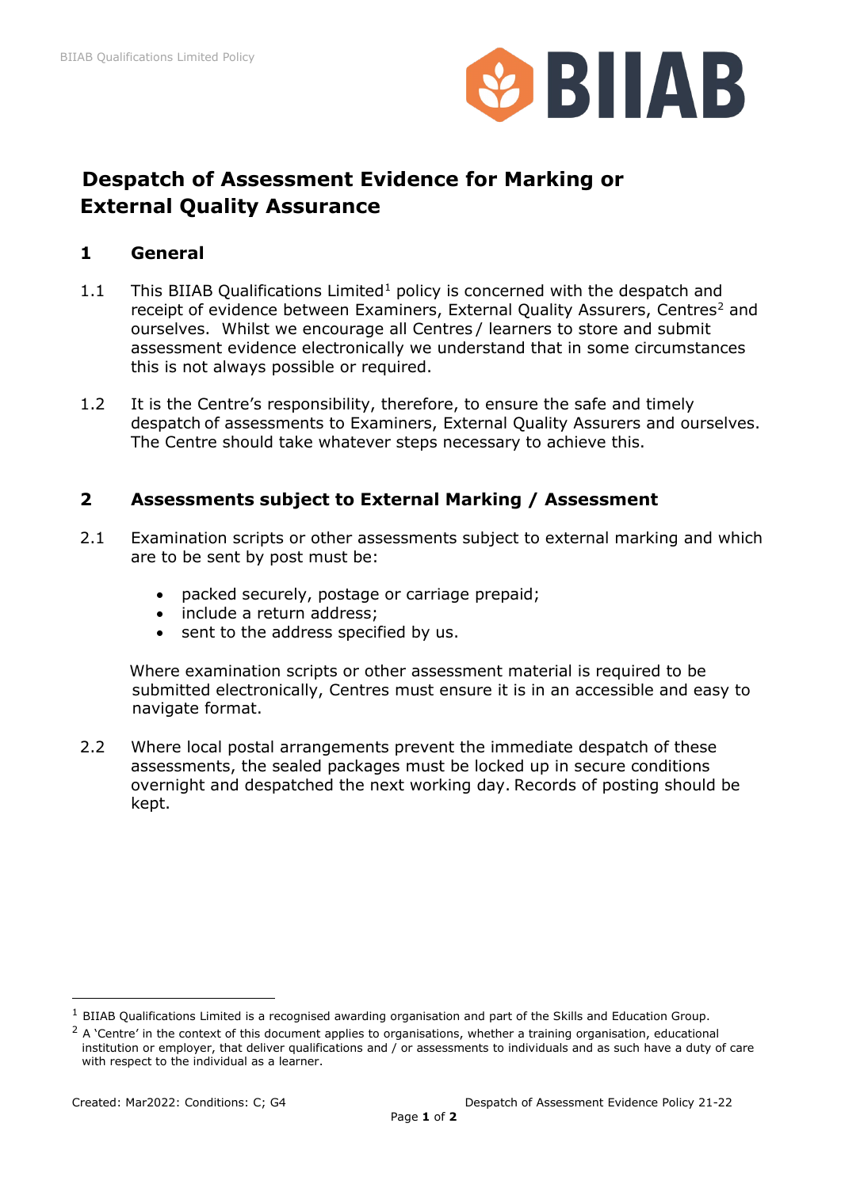# Despatch of Assessment Evidence for Marking or External Quality Assurance

## 1 General

1.1 This BIIAB Qualifications Limited[1] policy is concerned with the despatch and receipt of evidence between Examiners, External Quality Assurers, Centres[2] and ourselves. Whilst we encourage all Centres / learners to store and submit assessment evidence electronically we understand that in some circumstances this is not always possible or required.

1.2 It is the Centre's responsibility, therefore, to ensure the safe and timely despatch of assessments to Examiners, External Quality Assurers and ourselves. The Centre should take whatever steps necessary to achieve this.

## 2 Assessments subject to External Marking / Assessment

2.1 Examination scripts or other assessments subject to external marking and which are to be sent by post must be:

- packed securely, postage or carriage prepaid;
- include a return address;
- sent to the address specified by us.

Where examination scripts or other assessment material is required to be submitted electronically, Centres must ensure it is in an accessible and easy to navigate format.

2.2 Where local postal arrangements prevent the immediate despatch of these assessments, the sealed packages must be locked up in secure conditions overnight and despatched the next working day. Records of posting should be kept.

---

[1] BIIAB Qualifications Limited is a recognised awarding organisation and part of the Skills and Education Group.

[2] A 'Centre' in the context of this document applies to organisations, whether a training organisation, educational institution or employer, that deliver qualifications and / or assessments to individuals and as such have a duty of care with respect to the individual as a learner.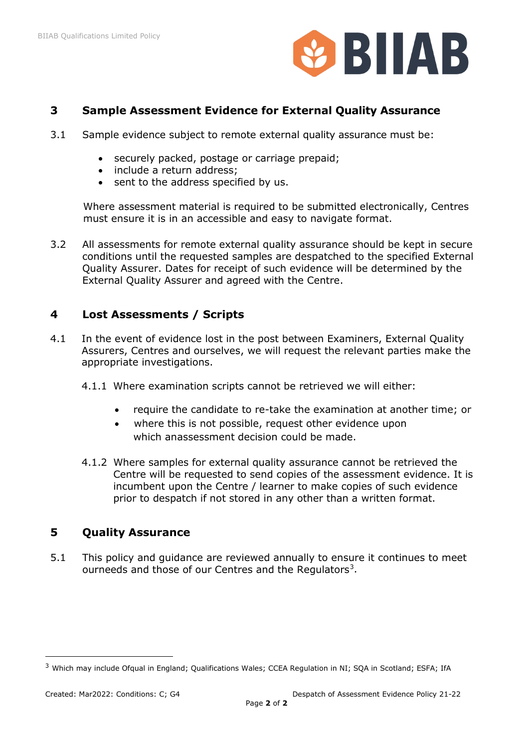## 3 Sample Assessment Evidence for External Quality Assurance

3.1 Sample evidence subject to remote external quality assurance must be:

- securely packed, postage or carriage prepaid;
- include a return address;
- sent to the address specified by us.

Where assessment material is required to be submitted electronically, Centres must ensure it is in an accessible and easy to navigate format.

3.2 All assessments for remote external quality assurance should be kept in secure conditions until the requested samples are despatched to the specified External Quality Assurer. Dates for receipt of such evidence will be determined by the External Quality Assurer and agreed with the Centre.

## 4 Lost Assessments / Scripts

4.1 In the event of evidence lost in the post between Examiners, External Quality Assurers, Centres and ourselves, we will request the relevant parties make the appropriate investigations.

4.1.1 Where examination scripts cannot be retrieved we will either:

- require the candidate to re-take the examination at another time; or
- where this is not possible, request other evidence upon which anassessment decision could be made.

4.1.2 Where samples for external quality assurance cannot be retrieved the Centre will be requested to send copies of the assessment evidence. It is incumbent upon the Centre / learner to make copies of such evidence prior to despatch if not stored in any other than a written format.

## 5 Quality Assurance

5.1 This policy and guidance are reviewed annually to ensure it continues to meet ourneeds and those of our Centres and the Regulators[3].

[3] Which may include Ofqual in England; Qualifications Wales; CCEA Regulation in NI; SQA in Scotland; ESFA; IfA

Created: Mar2022: Conditions: C; G4 Despatch of Assessment Evidence Policy 21-22